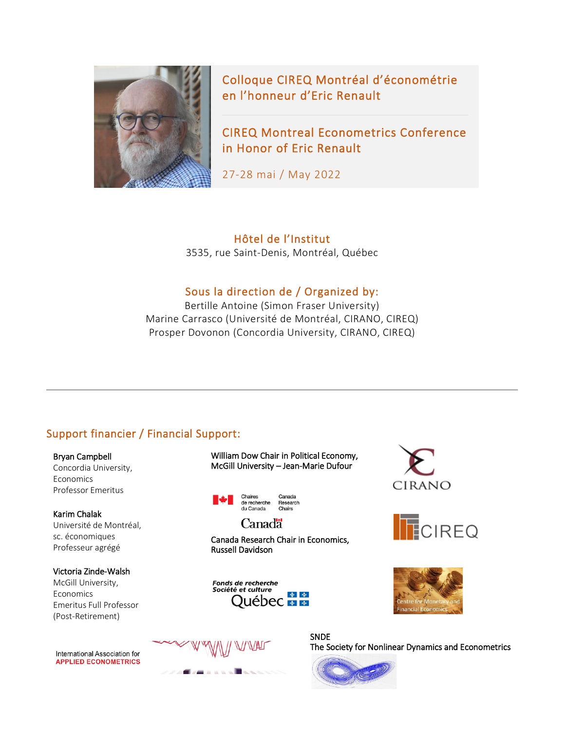# Colloque CIREQ Montréal d'économétrie en l'honneur d'Eric Renault

# CIREQ Montreal Econometrics Conference in Honor of Eric Renault

27-28 mai / May 2022

## Hôtel de l'Institut

3535, rue Saint-Denis, Montréal, Québec

## Sous la direction de / Organized by:

Bertille Antoine (Simon Fraser University)
Marine Carrasco (Université de Montréal, CIRANO, CIREQ)
Prosper Dovonon (Concordia University, CIRANO, CIREQ)

---

## Support financier / Financial Support:

**Bryan Campbell**
Concordia University,
Economics
Professor Emeritus

**Karim Chalak**
Université de Montréal,
sc. économiques
Professeur agrégé

**Victoria Zinde-Walsh**
McGill University,
Economics
Emeritus Full Professor
(Post-Retirement)

William Dow Chair in Political Economy,
McGill University – Jean-Marie Dufour

Chaires de recherche du Canada / Canada Research Chairs

Canada

Canada Research Chair in Economics,
Russell Davidson

Fonds de recherche Société et culture Québec

CIRANO

CIREQ

Centre for Monetary and Financial Economics

International Association for APPLIED ECONOMETRICS

SNDE
The Society for Nonlinear Dynamics and Econometrics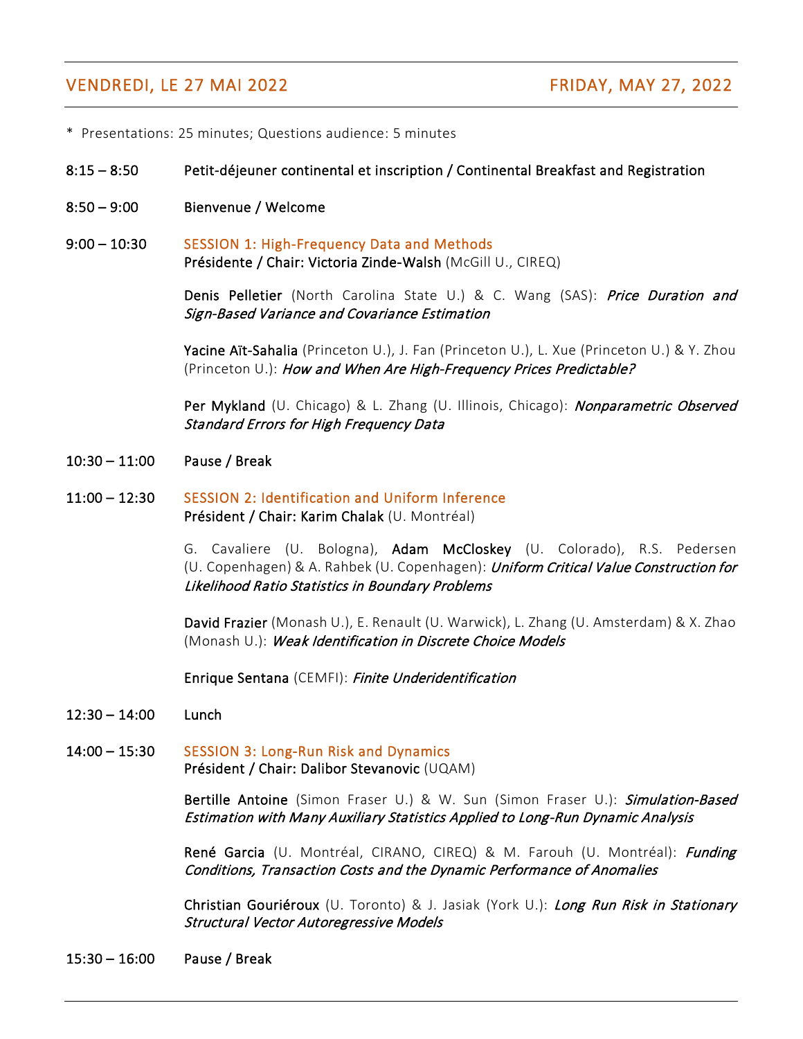## VENDREDI, LE 27 MAI 2022 — FRIDAY, MAY 27, 2022

\* Presentations: 25 minutes; Questions audience: 5 minutes

**8:15 – 8:50** **Petit-déjeuner continental et inscription / Continental Breakfast and Registration**

**8:50 – 9:00** **Bienvenue / Welcome**

**9:00 – 10:30** **SESSION 1: High-Frequency Data and Methods**
**Présidente / Chair: Victoria Zinde-Walsh** (McGill U., CIREQ)

**Denis Pelletier** (North Carolina State U.) & C. Wang (SAS): *Price Duration and Sign-Based Variance and Covariance Estimation*

**Yacine Aït-Sahalia** (Princeton U.), J. Fan (Princeton U.), L. Xue (Princeton U.) & Y. Zhou (Princeton U.): *How and When Are High-Frequency Prices Predictable?*

**Per Mykland** (U. Chicago) & L. Zhang (U. Illinois, Chicago): *Nonparametric Observed Standard Errors for High Frequency Data*

**10:30 – 11:00** **Pause / Break**

**11:00 – 12:30** **SESSION 2: Identification and Uniform Inference**
**Président / Chair: Karim Chalak** (U. Montréal)

G. Cavaliere (U. Bologna), **Adam McCloskey** (U. Colorado), R.S. Pedersen (U. Copenhagen) & A. Rahbek (U. Copenhagen): *Uniform Critical Value Construction for Likelihood Ratio Statistics in Boundary Problems*

**David Frazier** (Monash U.), E. Renault (U. Warwick), L. Zhang (U. Amsterdam) & X. Zhao (Monash U.): *Weak Identification in Discrete Choice Models*

**Enrique Sentana** (CEMFI): *Finite Underidentification*

**12:30 – 14:00** **Lunch**

**14:00 – 15:30** **SESSION 3: Long-Run Risk and Dynamics**
**Président / Chair: Dalibor Stevanovic** (UQAM)

**Bertille Antoine** (Simon Fraser U.) & W. Sun (Simon Fraser U.): *Simulation-Based Estimation with Many Auxiliary Statistics Applied to Long-Run Dynamic Analysis*

**René Garcia** (U. Montréal, CIRANO, CIREQ) & M. Farouh (U. Montréal): *Funding Conditions, Transaction Costs and the Dynamic Performance of Anomalies*

**Christian Gouriéroux** (U. Toronto) & J. Jasiak (York U.): *Long Run Risk in Stationary Structural Vector Autoregressive Models*

**15:30 – 16:00** **Pause / Break**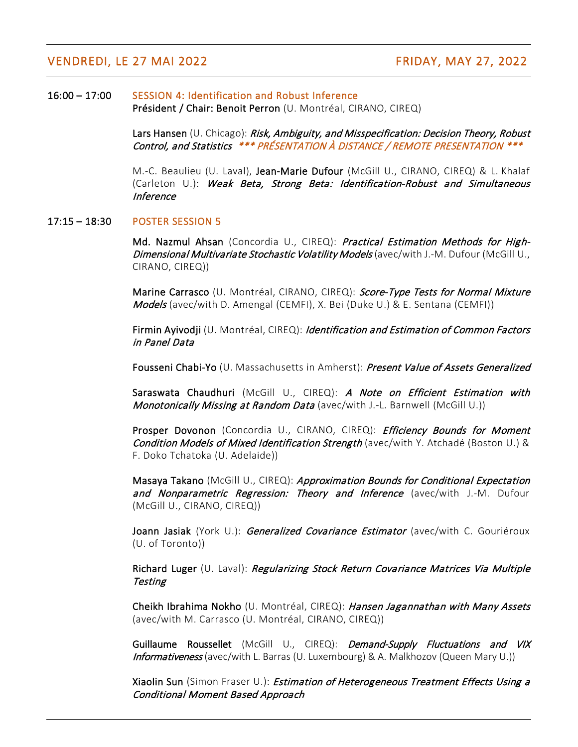## VENDREDI, LE 27 MAI 2022 — FRIDAY, MAY 27, 2022

**16:00 – 17:00** SESSION 4: Identification and Robust Inference
Président / Chair: Benoit Perron (U. Montréal, CIRANO, CIREQ)

Lars Hansen (U. Chicago): ***Risk, Ambiguity, and Misspecification: Decision Theory, Robust Control, and Statistics*** *\*\*\* PRÉSENTATION À DISTANCE / REMOTE PRESENTATION \*\*\**

M.-C. Beaulieu (U. Laval), Jean-Marie Dufour (McGill U., CIRANO, CIREQ) & L. Khalaf (Carleton U.): ***Weak Beta, Strong Beta: Identification-Robust and Simultaneous Inference***

**17:15 – 18:30** POSTER SESSION 5

Md. Nazmul Ahsan (Concordia U., CIREQ): ***Practical Estimation Methods for High-Dimensional Multivariate Stochastic Volatility Models*** (avec/with J.-M. Dufour (McGill U., CIRANO, CIREQ))

Marine Carrasco (U. Montréal, CIRANO, CIREQ): ***Score-Type Tests for Normal Mixture Models*** (avec/with D. Amengal (CEMFI), X. Bei (Duke U.) & E. Sentana (CEMFI))

Firmin Ayivodji (U. Montréal, CIREQ): ***Identification and Estimation of Common Factors in Panel Data***

Fousseni Chabi-Yo (U. Massachusetts in Amherst): ***Present Value of Assets Generalized***

Saraswata Chaudhuri (McGill U., CIREQ): ***A Note on Efficient Estimation with Monotonically Missing at Random Data*** (avec/with J.-L. Barnwell (McGill U.))

Prosper Dovonon (Concordia U., CIRANO, CIREQ): ***Efficiency Bounds for Moment Condition Models of Mixed Identification Strength*** (avec/with Y. Atchadé (Boston U.) & F. Doko Tchatoka (U. Adelaide))

Masaya Takano (McGill U., CIREQ): ***Approximation Bounds for Conditional Expectation and Nonparametric Regression: Theory and Inference*** (avec/with J.-M. Dufour (McGill U., CIRANO, CIREQ))

Joann Jasiak (York U.): ***Generalized Covariance Estimator*** (avec/with C. Gouriéroux (U. of Toronto))

Richard Luger (U. Laval): ***Regularizing Stock Return Covariance Matrices Via Multiple Testing***

Cheikh Ibrahima Nokho (U. Montréal, CIREQ): ***Hansen Jagannathan with Many Assets*** (avec/with M. Carrasco (U. Montréal, CIRANO, CIREQ))

Guillaume Roussellet (McGill U., CIREQ): ***Demand-Supply Fluctuations and VIX Informativeness*** (avec/with L. Barras (U. Luxembourg) & A. Malkhozov (Queen Mary U.))

Xiaolin Sun (Simon Fraser U.): ***Estimation of Heterogeneous Treatment Effects Using a Conditional Moment Based Approach***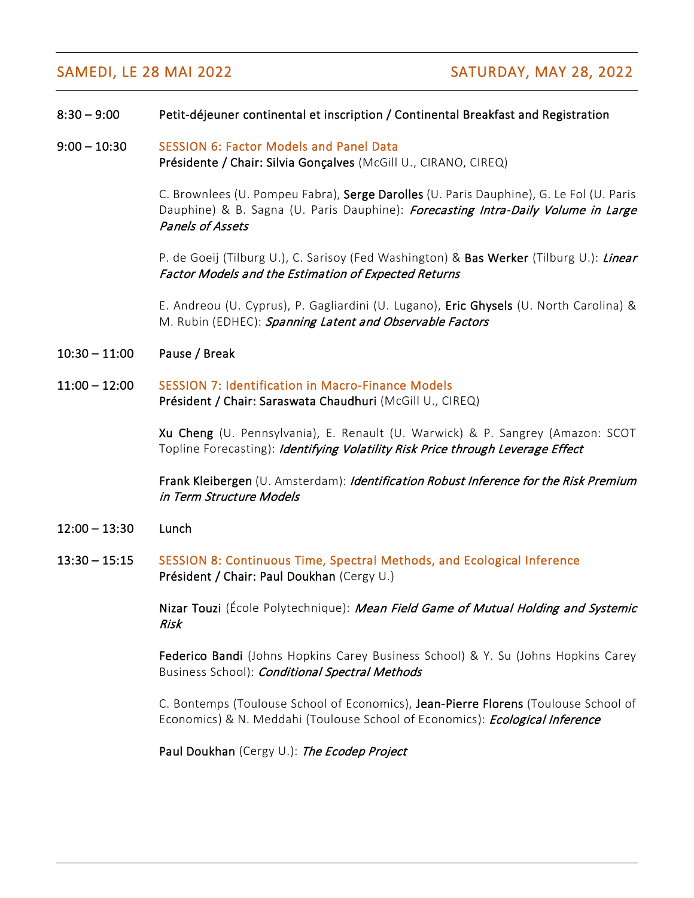## SAMEDI, LE 28 MAI 2022 — SATURDAY, MAY 28, 2022

**8:30 – 9:00** Petit-déjeuner continental et inscription / Continental Breakfast and Registration

**9:00 – 10:30** SESSION 6: Factor Models and Panel Data
**Présidente / Chair: Silvia Gonçalves** (McGill U., CIRANO, CIREQ)

C. Brownlees (U. Pompeu Fabra), **Serge Darolles** (U. Paris Dauphine), G. Le Fol (U. Paris Dauphine) & B. Sagna (U. Paris Dauphine): *Forecasting Intra-Daily Volume in Large Panels of Assets*

P. de Goeij (Tilburg U.), C. Sarisoy (Fed Washington) & **Bas Werker** (Tilburg U.): *Linear Factor Models and the Estimation of Expected Returns*

E. Andreou (U. Cyprus), P. Gagliardini (U. Lugano), **Eric Ghysels** (U. North Carolina) & M. Rubin (EDHEC): *Spanning Latent and Observable Factors*

**10:30 – 11:00** Pause / Break

**11:00 – 12:00** SESSION 7: Identification in Macro-Finance Models
**Président / Chair: Saraswata Chaudhuri** (McGill U., CIREQ)

**Xu Cheng** (U. Pennsylvania), E. Renault (U. Warwick) & P. Sangrey (Amazon: SCOT Topline Forecasting): *Identifying Volatility Risk Price through Leverage Effect*

**Frank Kleibergen** (U. Amsterdam): *Identification Robust Inference for the Risk Premium in Term Structure Models*

**12:00 – 13:30** Lunch

**13:30 – 15:15** SESSION 8: Continuous Time, Spectral Methods, and Ecological Inference
**Président / Chair: Paul Doukhan** (Cergy U.)

**Nizar Touzi** (École Polytechnique): *Mean Field Game of Mutual Holding and Systemic Risk*

**Federico Bandi** (Johns Hopkins Carey Business School) & Y. Su (Johns Hopkins Carey Business School): *Conditional Spectral Methods*

C. Bontemps (Toulouse School of Economics), **Jean-Pierre Florens** (Toulouse School of Economics) & N. Meddahi (Toulouse School of Economics): *Ecological Inference*

**Paul Doukhan** (Cergy U.): *The Ecodep Project*